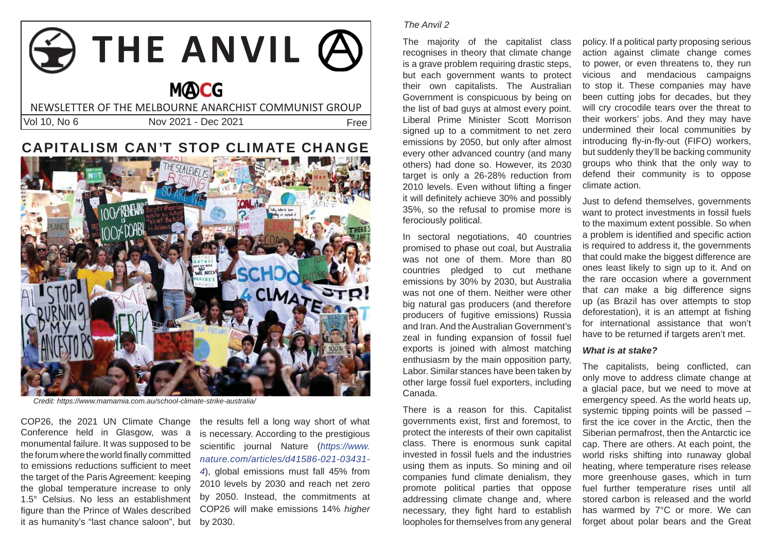# THE ANVIL

MACG

NEWSLETTER OF THE MELBOURNE ANARCHIST COMMUNIST GROUP

Vol 10, No 6 Nov 2021 - Dec 2021 Free

## CAPITALISM CAN'T STOP CLIMATE CHANGE

*Credit: https://www.mamamia.com.au/school-climate-strike-australia/*

COP26, the 2021 UN Climate Change Conference held in Glasgow, was a monumental failure. It was supposed to be the forum where the world finally committed to emissions reductions sufficient to meet the target of the Paris Agreement: keeping the global temperature increase to only 1.5° Celsius. No less an establishment figure than the Prince of Wales described it as humanity's "last chance saloon", but the results fell a long way short of what is necessary. According to the prestigious scientific journal Nature (*https://www.nature.com/articles/d41586-021-03431-4*), global emissions must fall 45% from 2010 levels by 2030 and reach net zero by 2050. Instead, the commitments at COP26 will make emissions 14% *higher* by 2030.

The majority of the capitalist class recognises in theory that climate change is a grave problem requiring drastic steps, but each government wants to protect their own capitalists. The Australian Government is conspicuous by being on the list of bad guys at almost every point. Liberal Prime Minister Scott Morrison signed up to a commitment to net zero emissions by 2050, but only after almost every other advanced country (and many others) had done so. However, its 2030 target is only a 26-28% reduction from 2010 levels. Even without lifting a finger it will definitely achieve 30% and possibly 35%, so the refusal to promise more is ferociously political.

In sectoral negotiations, 40 countries promised to phase out coal, but Australia was not one of them. More than 80 countries pledged to cut methane emissions by 30% by 2030, but Australia was not one of them. Neither were other big natural gas producers (and therefore producers of fugitive emissions) Russia and Iran. And the Australian Government's zeal in funding expansion of fossil fuel exports is joined with almost matching enthusiasm by the main opposition party, Labor. Similar stances have been taken by other large fossil fuel exporters, including Canada.

There is a reason for this. Capitalist governments exist, first and foremost, to protect the interests of their own capitalist class. There is enormous sunk capital invested in fossil fuels and the industries using them as inputs. So mining and oil companies fund climate denialism, they promote political parties that oppose addressing climate change and, where necessary, they fight hard to establish loopholes for themselves from any general policy. If a political party proposing serious action against climate change comes to power, or even threatens to, they run vicious and mendacious campaigns to stop it. These companies may have been cutting jobs for decades, but they will cry crocodile tears over the threat to their workers' jobs. And they may have undermined their local communities by introducing fly-in-fly-out (FIFO) workers, but suddenly they'll be backing community groups who think that the only way to defend their community is to oppose climate action.

Just to defend themselves, governments want to protect investments in fossil fuels to the maximum extent possible. So when a problem is identified and specific action is required to address it, the governments that could make the biggest difference are ones least likely to sign up to it. And on the rare occasion where a government that *can* make a big difference signs up (as Brazil has over attempts to stop deforestation), it is an attempt at fishing for international assistance that won't have to be returned if targets aren't met.

### *What is at stake?*

The capitalists, being conflicted, can only move to address climate change at a glacial pace, but we need to move at emergency speed. As the world heats up, systemic tipping points will be passed – first the ice cover in the Arctic, then the Siberian permafrost, then the Antarctic ice cap. There are others. At each point, the world risks shifting into runaway global heating, where temperature rises release more greenhouse gases, which in turn fuel further temperature rises until all stored carbon is released and the world has warmed by 7°C or more. We can forget about polar bears and the Great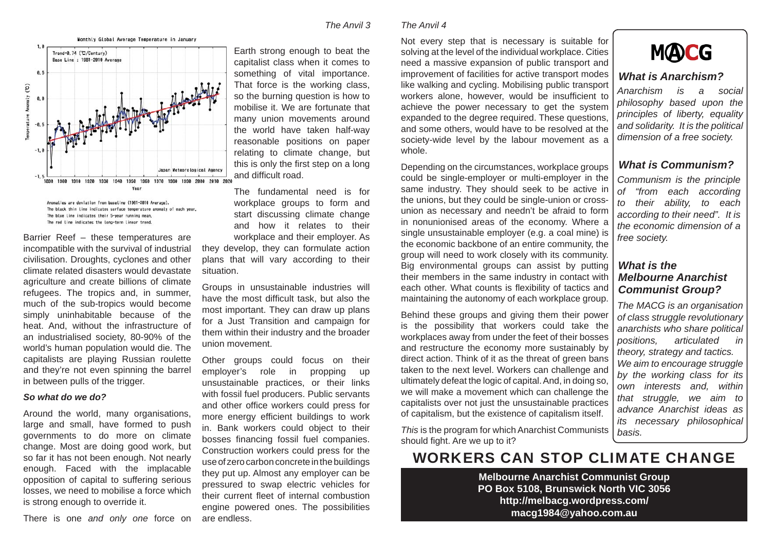Monthly Global Average Temperature in January

Trend=0.74 (℃/Century)
Base Line : 1981-2010 Average

Temperature Anomaly (℃)

1.0
0.5
0.0
-0.5
-1.0
-1.5

1890 1900 1910 1920 1930 1940 1950 1960 1970 1980 1990 2000 2010 2020

Year

Japan Meteorological Agency

Anomalies are deviation from baseline (1981-2010 Average).
The black thin line indicates surface temperature anomaly of each year.
The blue line indicates their 5-year running mean.
The red line indicates the long-term linear trend.

Barrier Reef – these temperatures are incompatible with the survival of industrial civilisation. Droughts, cyclones and other climate related disasters would devastate agriculture and create billions of climate refugees. The tropics and, in summer, much of the sub-tropics would become simply uninhabitable because of the heat. And, without the infrastructure of an industrialised society, 80-90% of the world's human population would die. The capitalists are playing Russian roulette and they're not even spinning the barrel in between pulls of the trigger.

### *So what do we do?*

Around the world, many organisations, large and small, have formed to push governments to do more on climate change. Most are doing good work, but so far it has not been enough. Not nearly enough. Faced with the implacable opposition of capital to suffering serious losses, we need to mobilise a force which is strong enough to override it.

There is one *and only one* force on Earth strong enough to beat the capitalist class when it comes to something of vital importance. That force is the working class, so the burning question is how to mobilise it. We are fortunate that many union movements around the world have taken half-way reasonable positions on paper relating to climate change, but this is only the first step on a long and difficult road.

The fundamental need is for workplace groups to form and start discussing climate change and how it relates to their workplace and their employer. As they develop, they can formulate action plans that will vary according to their situation.

Groups in unsustainable industries will have the most difficult task, but also the most important. They can draw up plans for a Just Transition and campaign for them within their industry and the broader union movement.

Other groups could focus on their employer's role in propping up unsustainable practices, or their links with fossil fuel producers. Public servants and other office workers could press for more energy efficient buildings to work in. Bank workers could object to their bosses financing fossil fuel companies. Construction workers could press for the use of zero carbon concrete in the buildings they put up. Almost any employer can be pressured to swap electric vehicles for their current fleet of internal combustion engine powered ones. The possibilities are endless.

Not every step that is necessary is suitable for solving at the level of the individual workplace. Cities need a massive expansion of public transport and improvement of facilities for active transport modes like walking and cycling. Mobilising public transport workers alone, however, would be insufficient to achieve the power necessary to get the system expanded to the degree required. These questions, and some others, would have to be resolved at the society-wide level by the labour movement as a whole.

Depending on the circumstances, workplace groups could be single-employer or multi-employer in the same industry. They should seek to be active in the unions, but they could be single-union or cross-union as necessary and needn't be afraid to form in nonunionised areas of the economy. Where a single unsustainable employer (e.g. a coal mine) is the economic backbone of an entire community, the group will need to work closely with its community. Big environmental groups can assist by putting their members in the same industry in contact with each other. What counts is flexibility of tactics and maintaining the autonomy of each workplace group.

Behind these groups and giving them their power is the possibility that workers could take the workplaces away from under the feet of their bosses and restructure the economy more sustainably by direct action. Think of it as the threat of green bans taken to the next level. Workers can challenge and ultimately defeat the logic of capital. And, in doing so, we will make a movement which can challenge the capitalists over not just the unsustainable practices of capitalism, but the existence of capitalism itself.

*This* is the program for which Anarchist Communists should fight. Are we up to it?

## MACG

### *What is Anarchism?*

*Anarchism is a social philosophy based upon the principles of liberty, equality and solidarity. It is the political dimension of a free society.*

### *What is Communism?*

*Communism is the principle of "from each according to their ability, to each according to their need". It is the economic dimension of a free society.*

### *What is the Melbourne Anarchist Communist Group?*

*The MACG is an organisation of class struggle revolutionary anarchists who share political positions, articulated in theory, strategy and tactics. We aim to encourage struggle by the working class for its own interests and, within that struggle, we aim to advance Anarchist ideas as its necessary philosophical basis.*

## WORKERS CAN STOP CLIMATE CHANGE

**Melbourne Anarchist Communist Group**
**PO Box 5108, Brunswick North VIC 3056**
**http://melbacg.wordpress.com/**
**macg1984@yahoo.com.au**